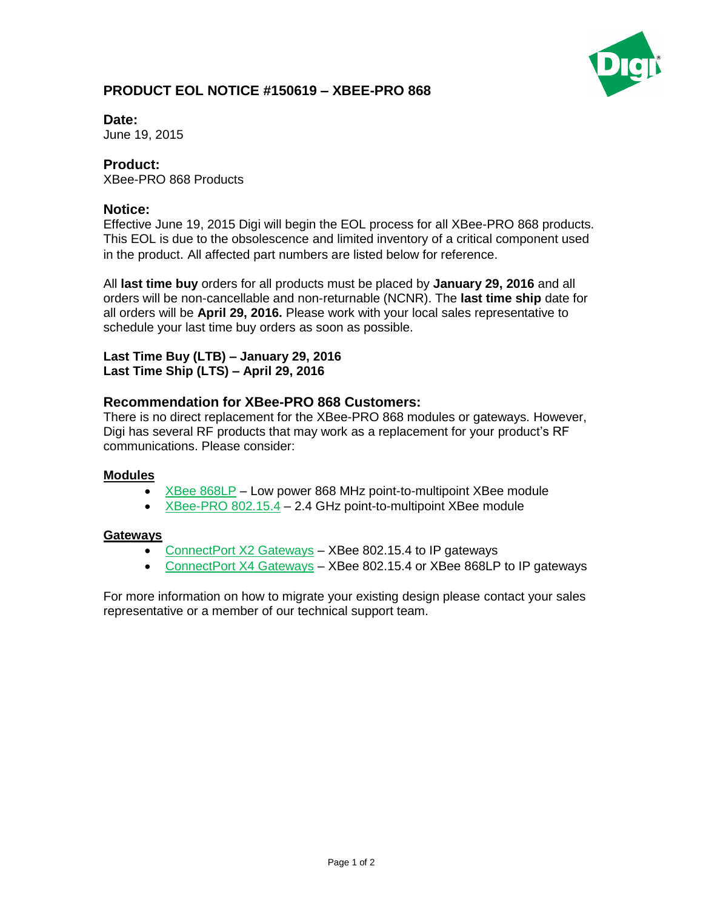# PRODUCT EOL NOTICE #150619 – XBEE-PRO 868

## Date:
June 19, 2015

## Product:
XBee-PRO 868 Products

## Notice:
Effective June 19, 2015 Digi will begin the EOL process for all XBee-PRO 868 products. This EOL is due to the obsolescence and limited inventory of a critical component used in the product. All affected part numbers are listed below for reference.

All **last time buy** orders for all products must be placed by **January 29, 2016** and all orders will be non-cancellable and non-returnable (NCNR). The **last time ship** date for all orders will be **April 29, 2016.** Please work with your local sales representative to schedule your last time buy orders as soon as possible.

**Last Time Buy (LTB) – January 29, 2016**
**Last Time Ship (LTS) – April 29, 2016**

## Recommendation for XBee-PRO 868 Customers:
There is no direct replacement for the XBee-PRO 868 modules or gateways. However, Digi has several RF products that may work as a replacement for your product's RF communications. Please consider:

### Modules
- XBee 868LP – Low power 868 MHz point-to-multipoint XBee module
- XBee-PRO 802.15.4 – 2.4 GHz point-to-multipoint XBee module

### Gateways
- ConnectPort X2 Gateways – XBee 802.15.4 to IP gateways
- ConnectPort X4 Gateways – XBee 802.15.4 or XBee 868LP to IP gateways

For more information on how to migrate your existing design please contact your sales representative or a member of our technical support team.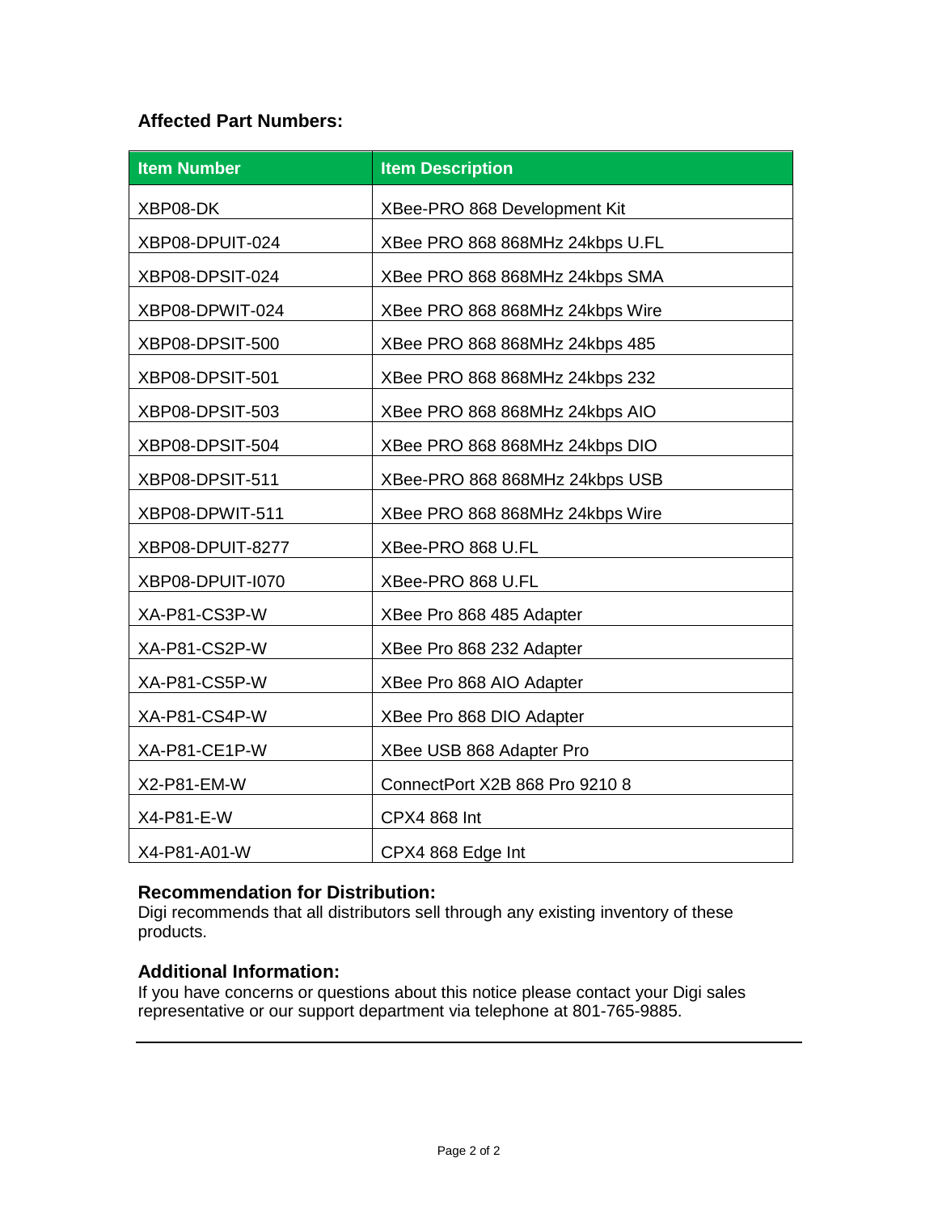**Affected Part Numbers:**

| Item Number | Item Description |
|---|---|
| XBP08-DK | XBee-PRO 868 Development Kit |
| XBP08-DPUIT-024 | XBee PRO 868 868MHz 24kbps U.FL |
| XBP08-DPSIT-024 | XBee PRO 868 868MHz 24kbps SMA |
| XBP08-DPWIT-024 | XBee PRO 868 868MHz 24kbps Wire |
| XBP08-DPSIT-500 | XBee PRO 868 868MHz 24kbps 485 |
| XBP08-DPSIT-501 | XBee PRO 868 868MHz 24kbps 232 |
| XBP08-DPSIT-503 | XBee PRO 868 868MHz 24kbps AIO |
| XBP08-DPSIT-504 | XBee PRO 868 868MHz 24kbps DIO |
| XBP08-DPSIT-511 | XBee-PRO 868 868MHz 24kbps USB |
| XBP08-DPWIT-511 | XBee PRO 868 868MHz 24kbps Wire |
| XBP08-DPUIT-8277 | XBee-PRO 868 U.FL |
| XBP08-DPUIT-I070 | XBee-PRO 868 U.FL |
| XA-P81-CS3P-W | XBee Pro 868 485 Adapter |
| XA-P81-CS2P-W | XBee Pro 868 232 Adapter |
| XA-P81-CS5P-W | XBee Pro 868 AIO Adapter |
| XA-P81-CS4P-W | XBee Pro 868 DIO Adapter |
| XA-P81-CE1P-W | XBee USB 868 Adapter Pro |
| X2-P81-EM-W | ConnectPort X2B 868 Pro 9210 8 |
| X4-P81-E-W | CPX4 868 Int |
| X4-P81-A01-W | CPX4 868 Edge Int |

**Recommendation for Distribution:**

Digi recommends that all distributors sell through any existing inventory of these products.

**Additional Information:**

If you have concerns or questions about this notice please contact your Digi sales representative or our support department via telephone at 801-765-9885.